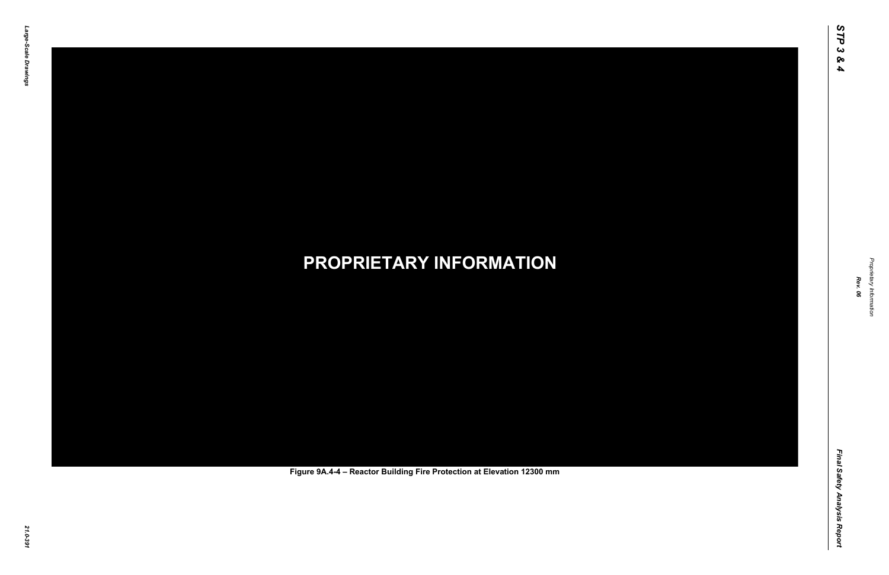**PROPRIETARY INFORMATION**

Figure 9A.4-4 – Reactor Building Fire Protection at Elevation 12300 mm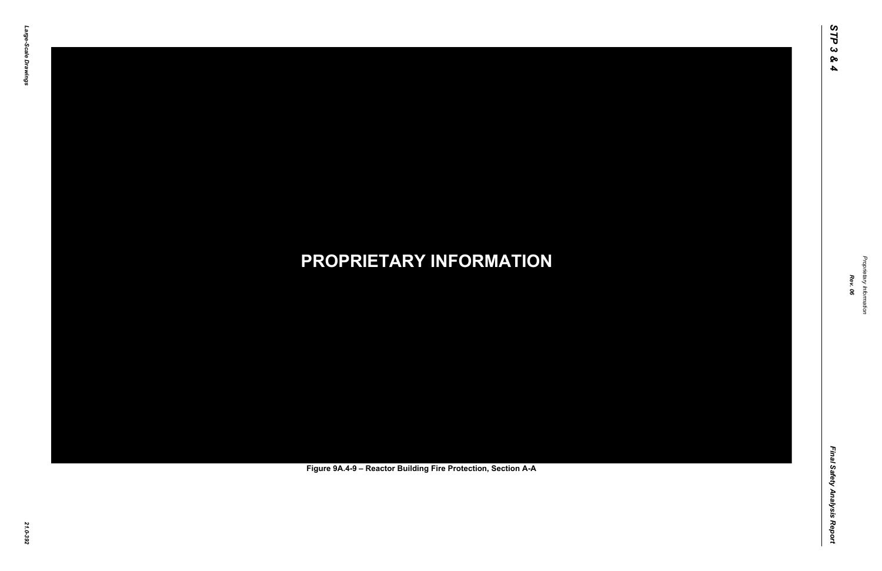**PROPRIETARY INFORMATION**

**Figure 9A.4-9 – Reactor Building Fire Protection, Section A-A**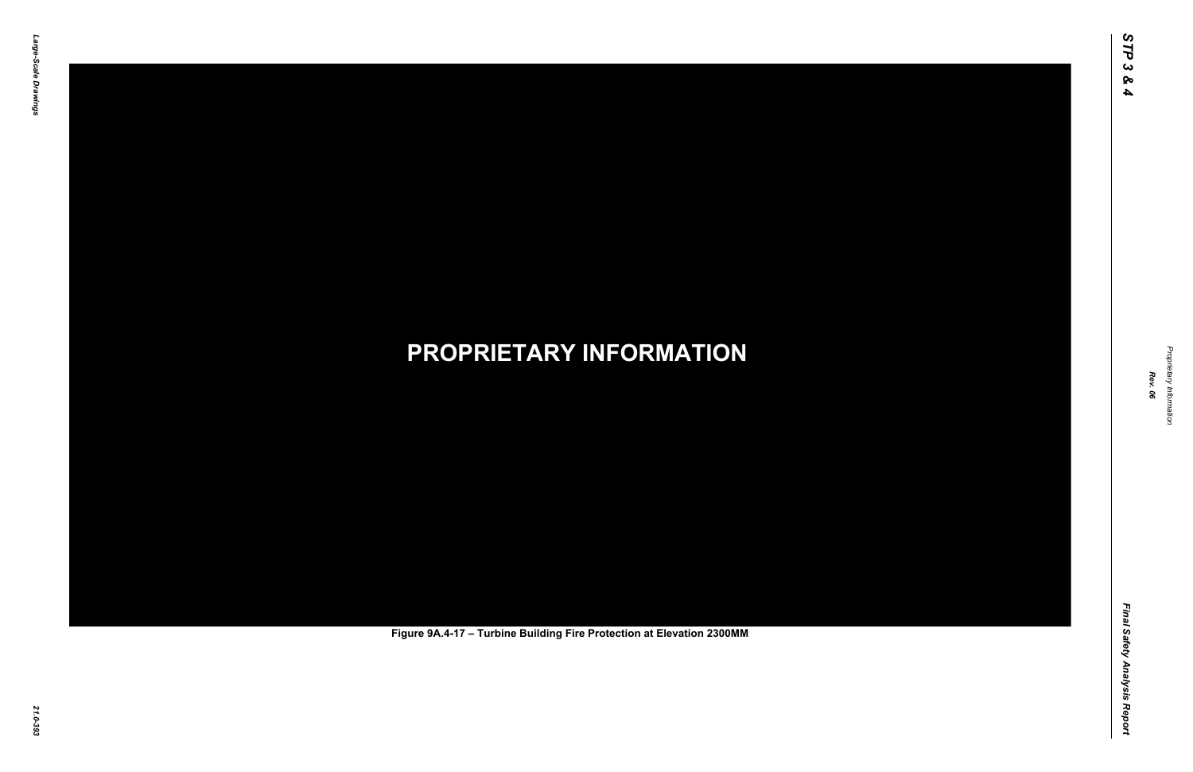PROPRIETARY INFORMATION

Figure 9A.4-17 – Turbine Building Fire Protection at Elevation 2300MM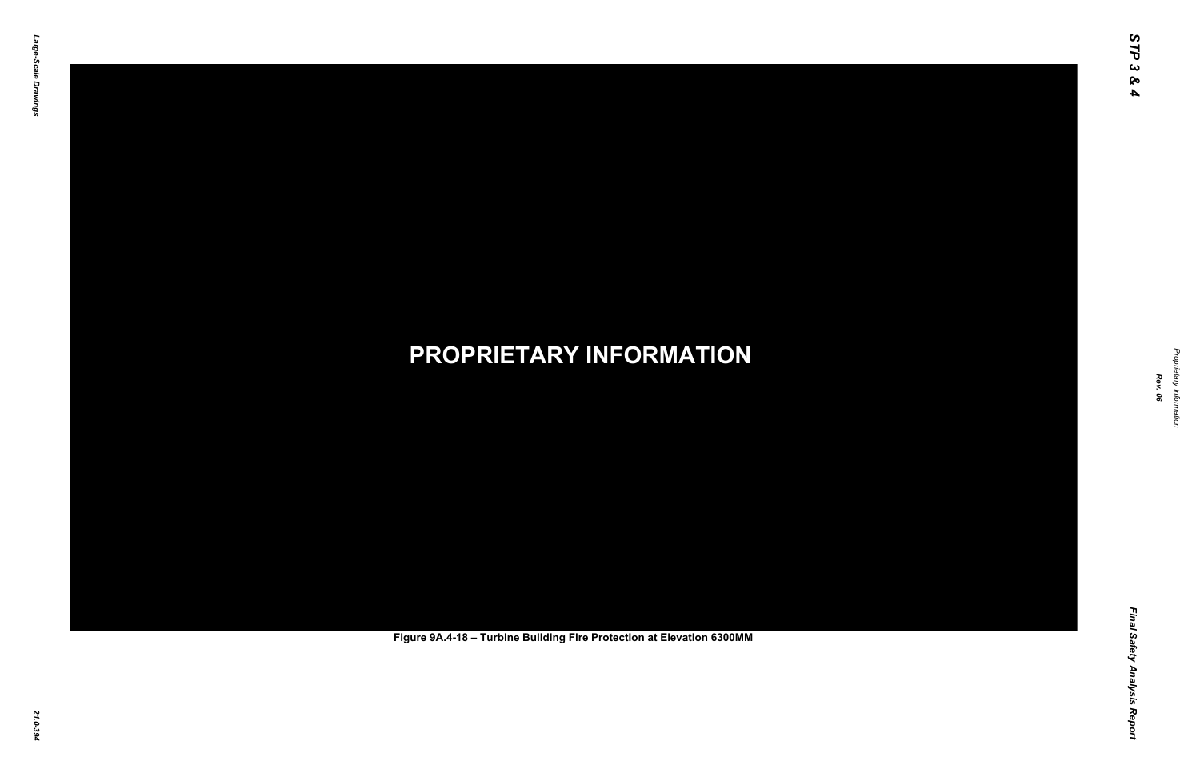**PROPRIETARY INFORMATION**

Figure 9A.4-18 – Turbine Building Fire Protection at Elevation 6300MM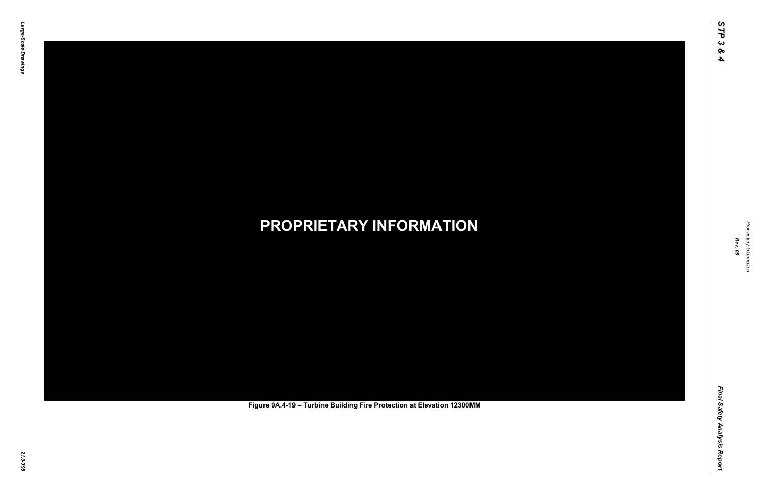**PROPRIETARY INFORMATION**

Figure 9A.4-19 – Turbine Building Fire Protection at Elevation 12300MM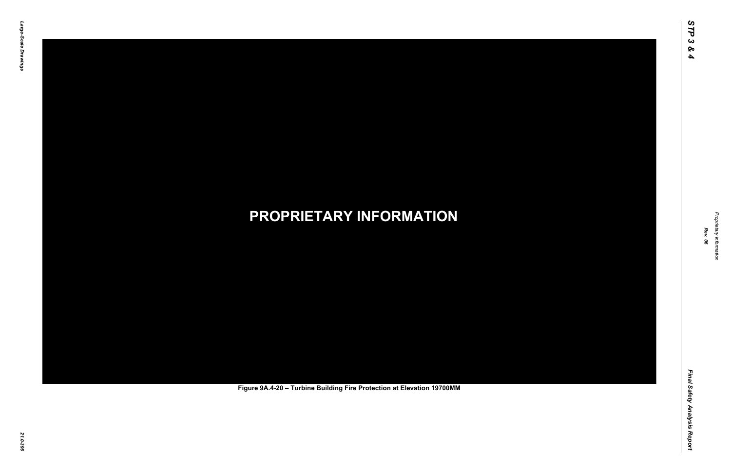**PROPRIETARY INFORMATION**

Figure 9A.4-20 – Turbine Building Fire Protection at Elevation 19700MM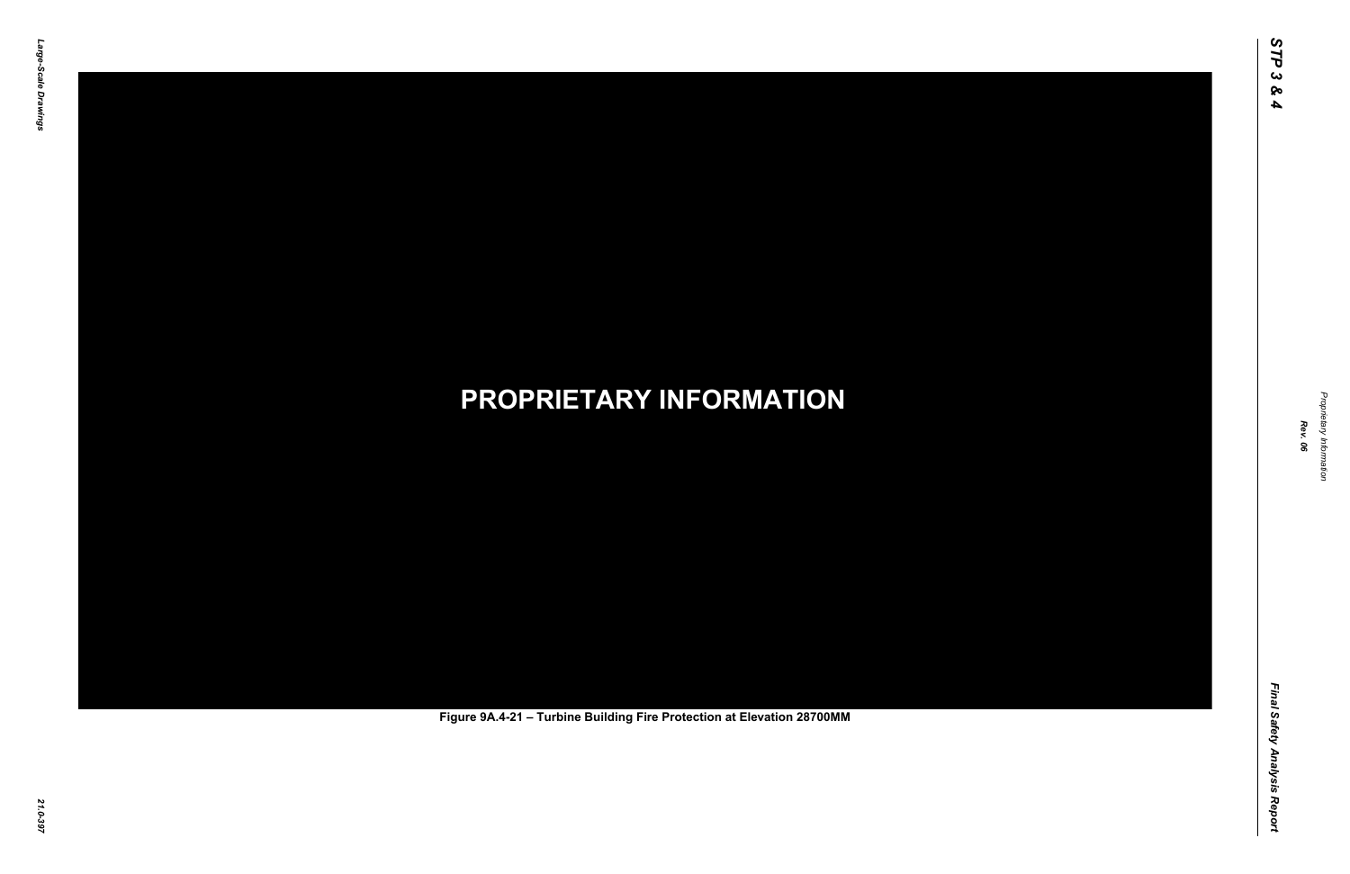**PROPRIETARY INFORMATION**

Figure 9A.4-21 – Turbine Building Fire Protection at Elevation 28700MM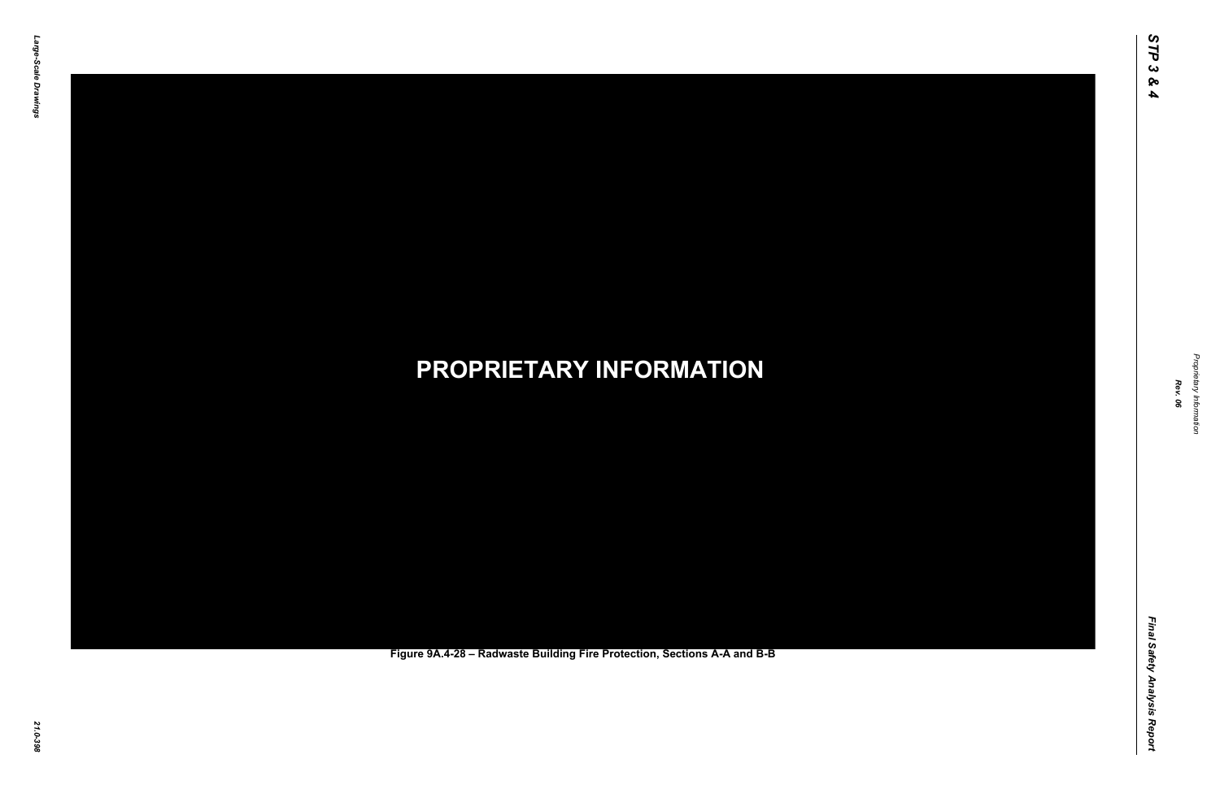**PROPRIETARY INFORMATION**

**Figure 9A.4-28 – Radwaste Building Fire Protection, Sections A-A and B-B**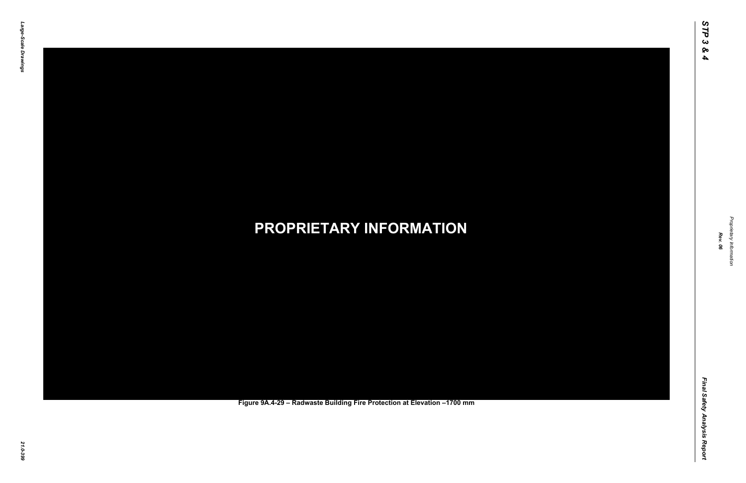**PROPRIETARY INFORMATION**

Figure 9A.4-29 – Radwaste Building Fire Protection at Elevation –1700 mm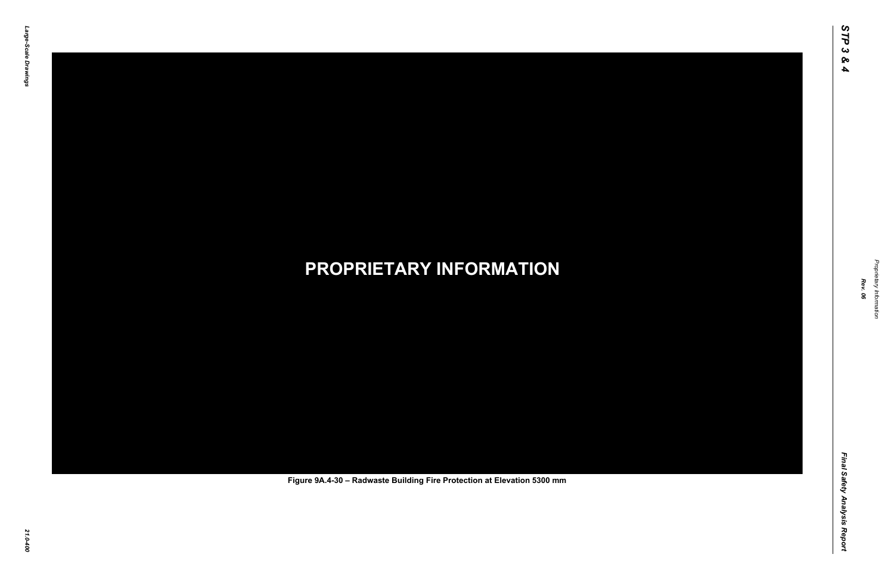PROPRIETARY INFORMATION

Figure 9A.4-30 – Radwaste Building Fire Protection at Elevation 5300 mm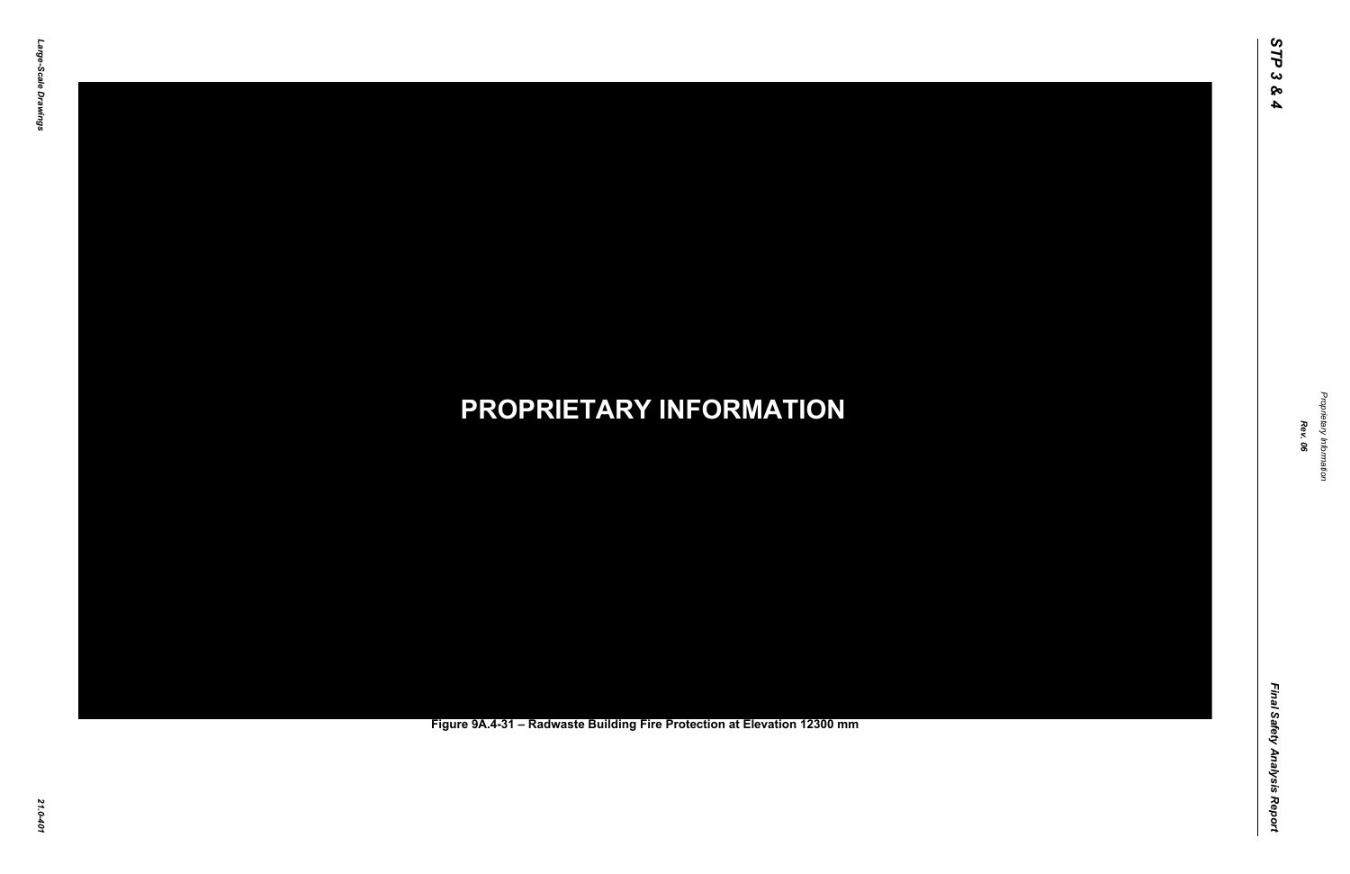**PROPRIETARY INFORMATION**

Figure 9A.4-31 – Radwaste Building Fire Protection at Elevation 12300 mm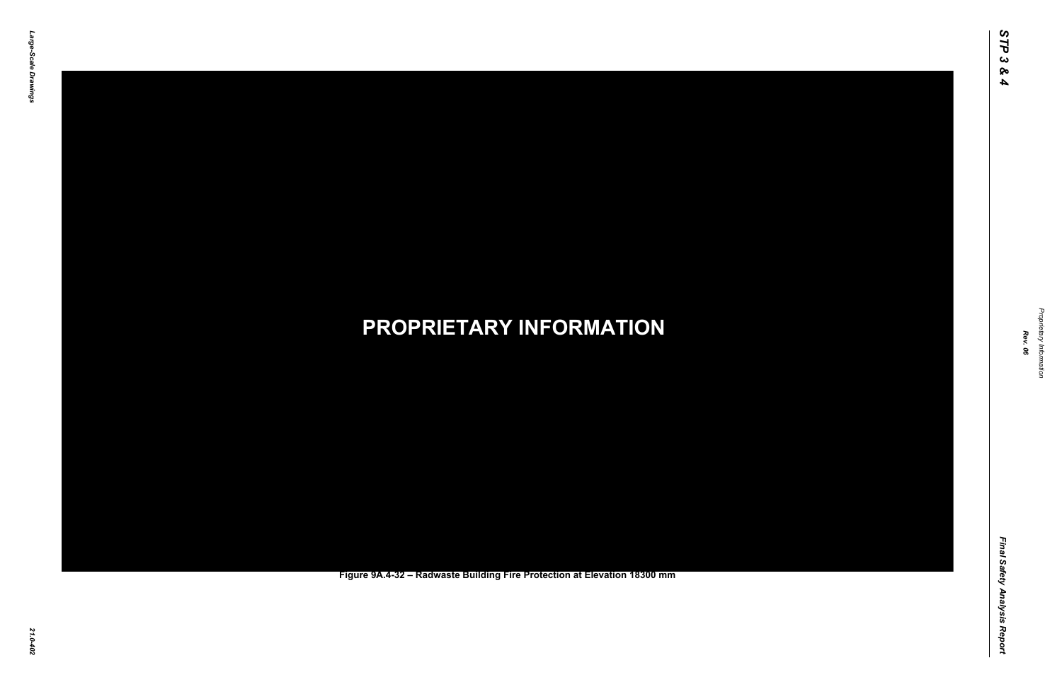**PROPRIETARY INFORMATION**

Figure 9A.4-32 – Radwaste Building Fire Protection at Elevation 18300 mm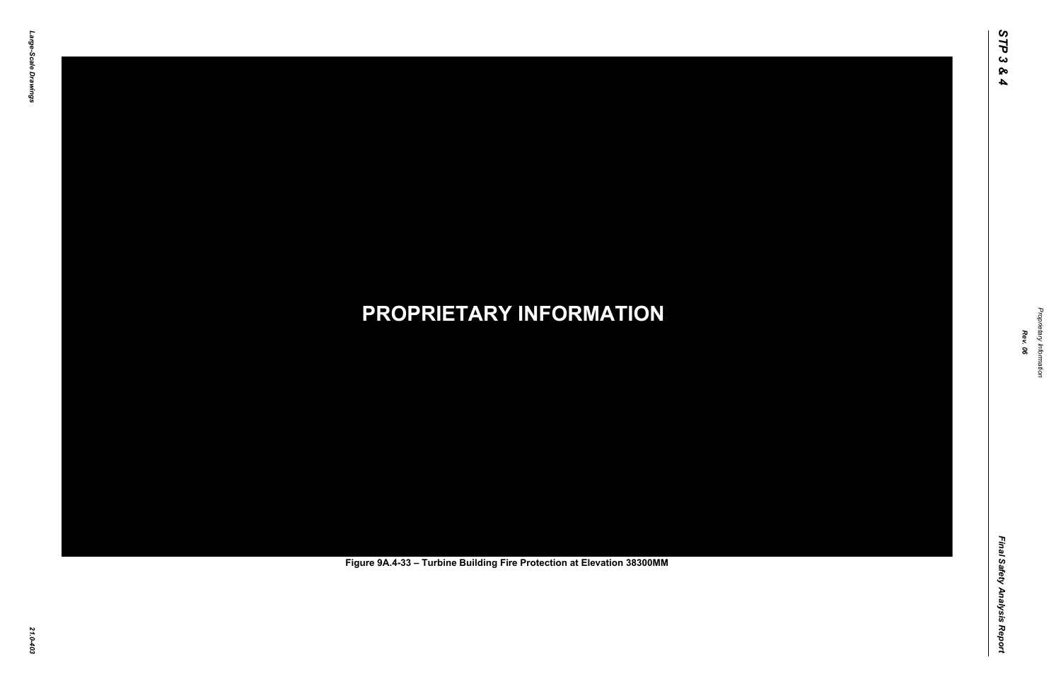**PROPRIETARY INFORMATION**

Figure 9A.4-33 – Turbine Building Fire Protection at Elevation 38300MM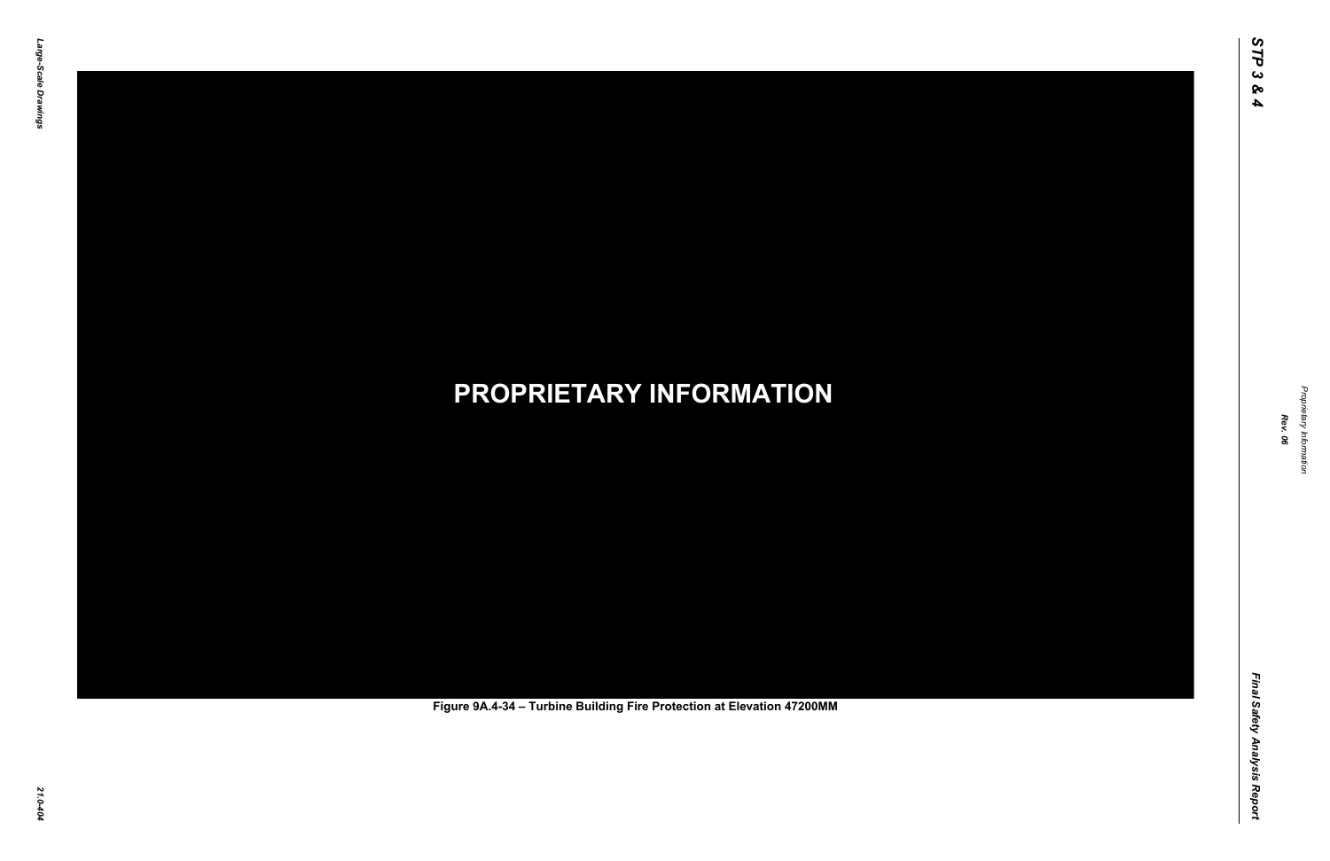**PROPRIETARY INFORMATION**

Figure 9A.4-34 – Turbine Building Fire Protection at Elevation 47200MM